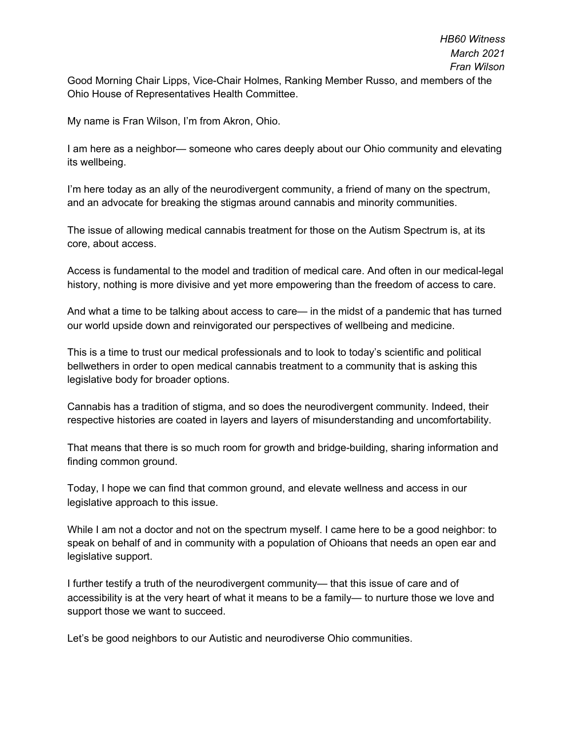*HB60 Witness*
*March 2021*
*Fran Wilson*

Good Morning Chair Lipps, Vice-Chair Holmes, Ranking Member Russo, and members of the Ohio House of Representatives Health Committee.

My name is Fran Wilson, I'm from Akron, Ohio.

I am here as a neighbor— someone who cares deeply about our Ohio community and elevating its wellbeing.

I'm here today as an ally of the neurodivergent community, a friend of many on the spectrum, and an advocate for breaking the stigmas around cannabis and minority communities.

The issue of allowing medical cannabis treatment for those on the Autism Spectrum is, at its core, about access.

Access is fundamental to the model and tradition of medical care. And often in our medical-legal history, nothing is more divisive and yet more empowering than the freedom of access to care.

And what a time to be talking about access to care— in the midst of a pandemic that has turned our world upside down and reinvigorated our perspectives of wellbeing and medicine.

This is a time to trust our medical professionals and to look to today's scientific and political bellwethers in order to open medical cannabis treatment to a community that is asking this legislative body for broader options.

Cannabis has a tradition of stigma, and so does the neurodivergent community. Indeed, their respective histories are coated in layers and layers of misunderstanding and uncomfortability.

That means that there is so much room for growth and bridge-building, sharing information and finding common ground.

Today, I hope we can find that common ground, and elevate wellness and access in our legislative approach to this issue.

While I am not a doctor and not on the spectrum myself. I came here to be a good neighbor: to speak on behalf of and in community with a population of Ohioans that needs an open ear and legislative support.

I further testify a truth of the neurodivergent community— that this issue of care and of accessibility is at the very heart of what it means to be a family— to nurture those we love and support those we want to succeed.

Let's be good neighbors to our Autistic and neurodiverse Ohio communities.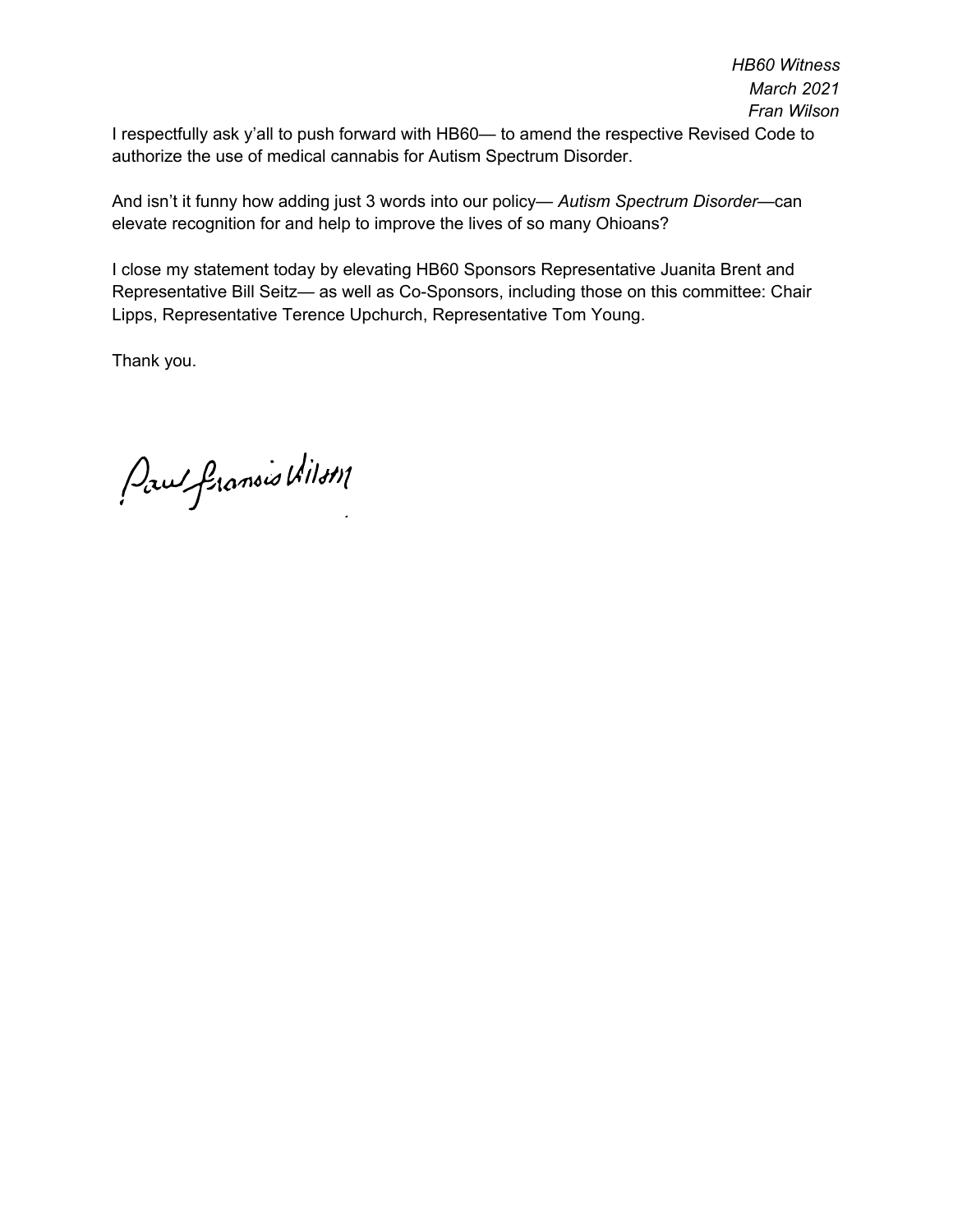I respectfully ask y'all to push forward with HB60— to amend the respective Revised Code to authorize the use of medical cannabis for Autism Spectrum Disorder.

And isn't it funny how adding just 3 words into our policy— *Autism Spectrum Disorder*—can elevate recognition for and help to improve the lives of so many Ohioans?

I close my statement today by elevating HB60 Sponsors Representative Juanita Brent and Representative Bill Seitz— as well as Co-Sponsors, including those on this committee: Chair Lipps, Representative Terence Upchurch, Representative Tom Young.

Thank you.

Paul Francis Wilson